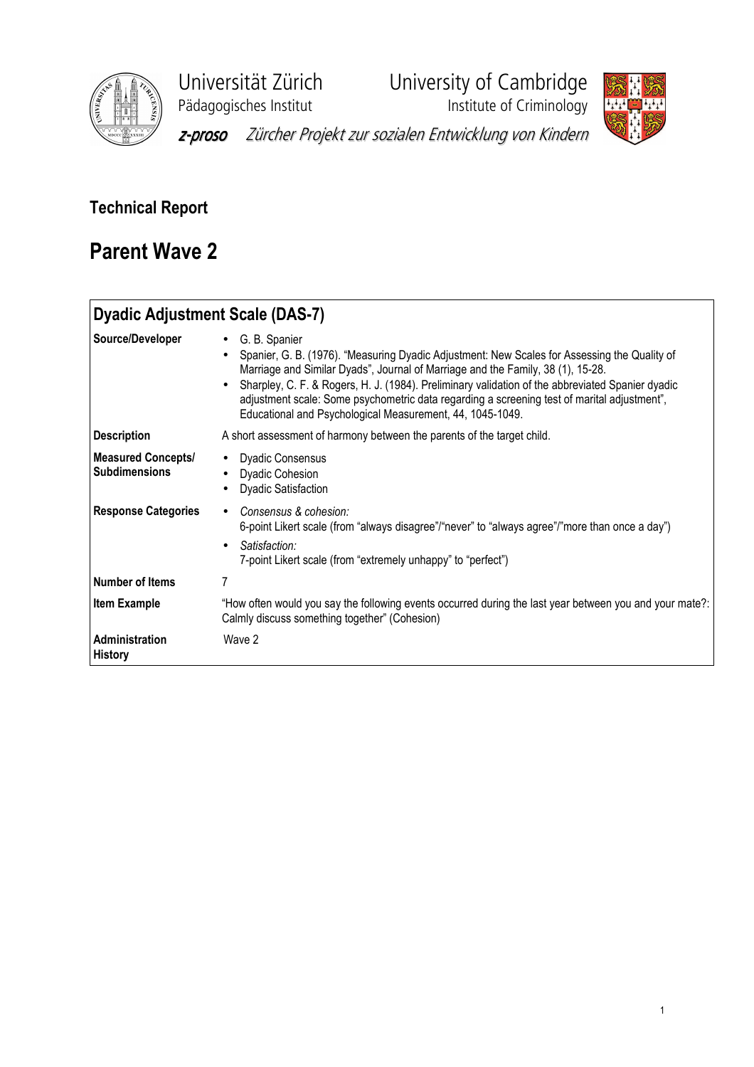Universität Zürich
Pädagogisches Institut

University of Cambridge
Institute of Criminology

*z-proso* *Zürcher Projekt zur sozialen Entwicklung von Kindern*

# Technical Report

# Parent Wave 2

| **Dyadic Adjustment Scale (DAS-7)** | |
|---|---|
| **Source/Developer** | • G. B. Spanier<br>• Spanier, G. B. (1976). "Measuring Dyadic Adjustment: New Scales for Assessing the Quality of Marriage and Similar Dyads", Journal of Marriage and the Family, 38 (1), 15-28.<br>• Sharpley, C. F. & Rogers, H. J. (1984). Preliminary validation of the abbreviated Spanier dyadic adjustment scale: Some psychometric data regarding a screening test of marital adjustment", Educational and Psychological Measurement, 44, 1045-1049. |
| **Description** | A short assessment of harmony between the parents of the target child. |
| **Measured Concepts/ Subdimensions** | • Dyadic Consensus<br>• Dyadic Cohesion<br>• Dyadic Satisfaction |
| **Response Categories** | • *Consensus & cohesion:*<br>6-point Likert scale (from "always disagree"/"never" to "always agree"/"more than once a day")<br>• *Satisfaction:*<br>7-point Likert scale (from "extremely unhappy" to "perfect") |
| **Number of Items** | 7 |
| **Item Example** | "How often would you say the following events occurred during the last year between you and your mate?: Calmly discuss something together" (Cohesion) |
| **Administration History** | Wave 2 |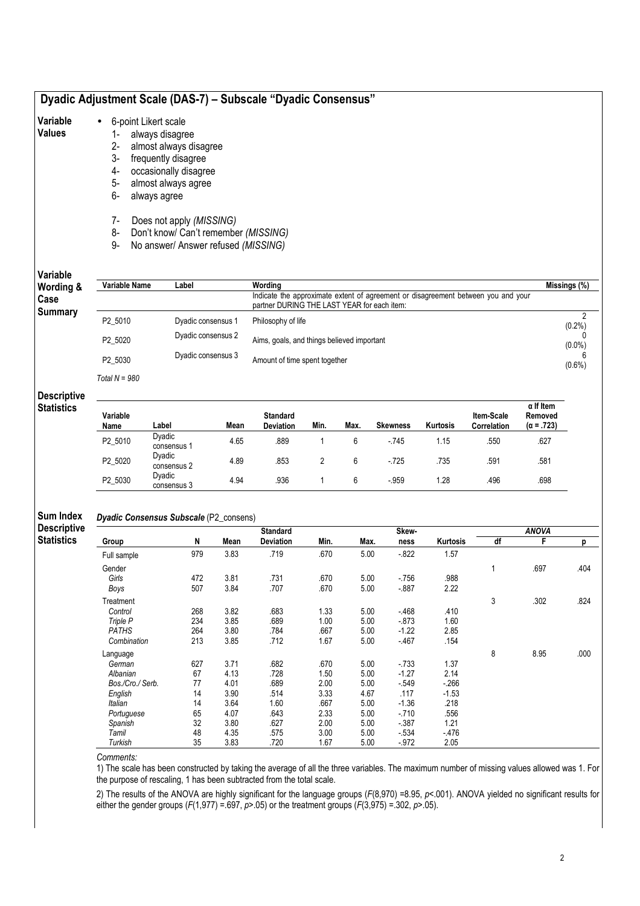## Dyadic Adjustment Scale (DAS-7) – Subscale "Dyadic Consensus"

### Variable Values

- 6-point Likert scale
  1- always disagree
  2- almost always disagree
  3- frequently disagree
  4- occasionally disagree
  5- almost always agree
  6- always agree

  7- Does not apply *(MISSING)*
  8- Don't know/ Can't remember *(MISSING)*
  9- No answer/ Answer refused *(MISSING)*

### Variable Wording & Case Summary

| Variable Name | Label | Wording | Missings (%) |
|---|---|---|---|
| | | Indicate the approximate extent of agreement or disagreement between you and your partner DURING THE LAST YEAR for each item: | |
| P2_5010 | Dyadic consensus 1 | Philosophy of life | 2 (0.2%) |
| P2_5020 | Dyadic consensus 2 | Aims, goals, and things believed important | 0 (0.0%) |
| P2_5030 | Dyadic consensus 3 | Amount of time spent together | 6 (0.6%) |

*Total N = 980*

### Descriptive Statistics

| Variable Name | Label | Mean | Standard Deviation | Min. | Max. | Skewness | Kurtosis | Item-Scale Correlation | α If Item Removed (α = .723) |
|---|---|---|---|---|---|---|---|---|---|
| P2_5010 | Dyadic consensus 1 | 4.65 | .889 | 1 | 6 | -.745 | 1.15 | .550 | .627 |
| P2_5020 | Dyadic consensus 2 | 4.89 | .853 | 2 | 6 | -.725 | .735 | .591 | .581 |
| P2_5030 | Dyadic consensus 3 | 4.94 | .936 | 1 | 6 | -.959 | 1.28 | .496 | .698 |

### Sum Index Descriptive Statistics

***Dyadic Consensus Subscale*** (P2_consens)

| Group | N | Mean | Standard Deviation | Min. | Max. | Skewness | Kurtosis | ANOVA df | ANOVA F | ANOVA p |
|---|---|---|---|---|---|---|---|---|---|---|
| Full sample | 979 | 3.83 | .719 | .670 | 5.00 | -.822 | 1.57 | | | |
| Gender | | | | | | | | 1 | .697 | .404 |
| *Girls* | 472 | 3.81 | .731 | .670 | 5.00 | -.756 | .988 | | | |
| *Boys* | 507 | 3.84 | .707 | .670 | 5.00 | -.887 | 2.22 | | | |
| Treatment | | | | | | | | 3 | .302 | .824 |
| *Control* | 268 | 3.82 | .683 | 1.33 | 5.00 | -.468 | .410 | | | |
| *Triple P* | 234 | 3.85 | .689 | 1.00 | 5.00 | -.873 | 1.60 | | | |
| *PATHS* | 264 | 3.80 | .784 | .667 | 5.00 | -1.22 | 2.85 | | | |
| *Combination* | 213 | 3.85 | .712 | 1.67 | 5.00 | -.467 | .154 | | | |
| Language | | | | | | | | 8 | 8.95 | .000 |
| *German* | 627 | 3.71 | .682 | .670 | 5.00 | -.733 | 1.37 | | | |
| *Albanian* | 67 | 4.13 | .728 | 1.50 | 5.00 | -1.27 | 2.14 | | | |
| *Bos./Cro./ Serb.* | 77 | 4.01 | .689 | 2.00 | 5.00 | -.549 | -.266 | | | |
| *English* | 14 | 3.90 | .514 | 3.33 | 4.67 | .117 | -1.53 | | | |
| *Italian* | 14 | 3.64 | 1.60 | .667 | 5.00 | -1.36 | .218 | | | |
| *Portuguese* | 65 | 4.07 | .643 | 2.33 | 5.00 | -.710 | .556 | | | |
| *Spanish* | 32 | 3.80 | .627 | 2.00 | 5.00 | -.387 | 1.21 | | | |
| *Tamil* | 48 | 4.35 | .575 | 3.00 | 5.00 | -.534 | -.476 | | | |
| *Turkish* | 35 | 3.83 | .720 | 1.67 | 5.00 | -.972 | 2.05 | | | |

*Comments:*

1) The scale has been constructed by taking the average of all the three variables. The maximum number of missing values allowed was 1. For the purpose of rescaling, 1 has been subtracted from the total scale.

2) The results of the ANOVA are highly significant for the language groups ($F(8,970) = 8.95$, $p < .001$). ANOVA yielded no significant results for either the gender groups ($F(1,977) = .697$, $p > .05$) or the treatment groups ($F(3,975) = .302$, $p > .05$).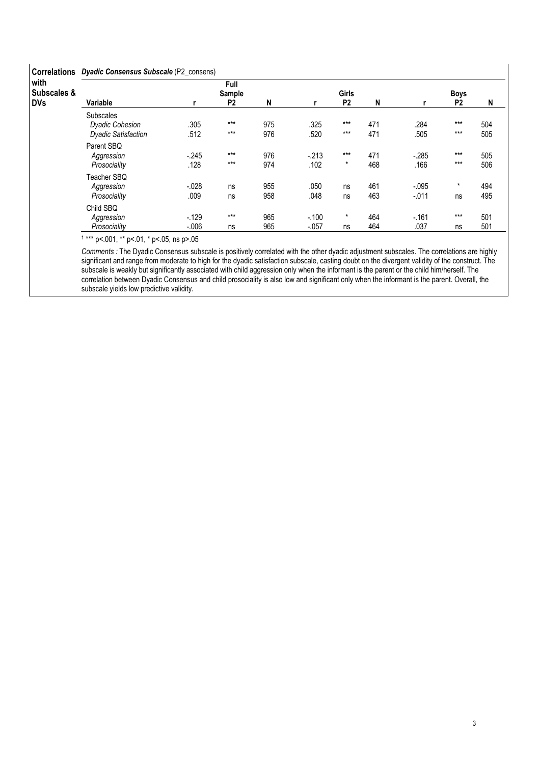**Correlations with Subscales & DVs** — ***Dyadic Consensus Subscale*** (P2_consens)

| Variable | Full Sample r | Full Sample P2 | Full Sample N | Girls r | Girls P2 | Girls N | Boys r | Boys P2 | Boys N |
|---|---|---|---|---|---|---|---|---|---|
| Subscales | | | | | | | | | |
| *Dyadic Cohesion* | .305 | *** | 975 | .325 | *** | 471 | .284 | *** | 504 |
| *Dyadic Satisfaction* | .512 | *** | 976 | .520 | *** | 471 | .505 | *** | 505 |
| Parent SBQ | | | | | | | | | |
| *Aggression* | -.245 | *** | 976 | -.213 | *** | 471 | -.285 | *** | 505 |
| *Prosociality* | .128 | *** | 974 | .102 | * | 468 | .166 | *** | 506 |
| Teacher SBQ | | | | | | | | | |
| *Aggression* | -.028 | ns | 955 | .050 | ns | 461 | -.095 | * | 494 |
| *Prosociality* | .009 | ns | 958 | .048 | ns | 463 | -.011 | ns | 495 |
| Child SBQ | | | | | | | | | |
| *Aggression* | -.129 | *** | 965 | -.100 | * | 464 | -.161 | *** | 501 |
| *Prosociality* | -.006 | ns | 965 | -.057 | ns | 464 | .037 | ns | 501 |

[1] *** p<.001, ** p<.01, * p<.05, ns p>.05

*Comments :* The Dyadic Consensus subscale is positively correlated with the other dyadic adjustment subscales. The correlations are highly significant and range from moderate to high for the dyadic satisfaction subscale, casting doubt on the divergent validity of the construct. The subscale is weakly but significantly associated with child aggression only when the informant is the parent or the child him/herself. The correlation between Dyadic Consensus and child prosociality is also low and significant only when the informant is the parent. Overall, the subscale yields low predictive validity.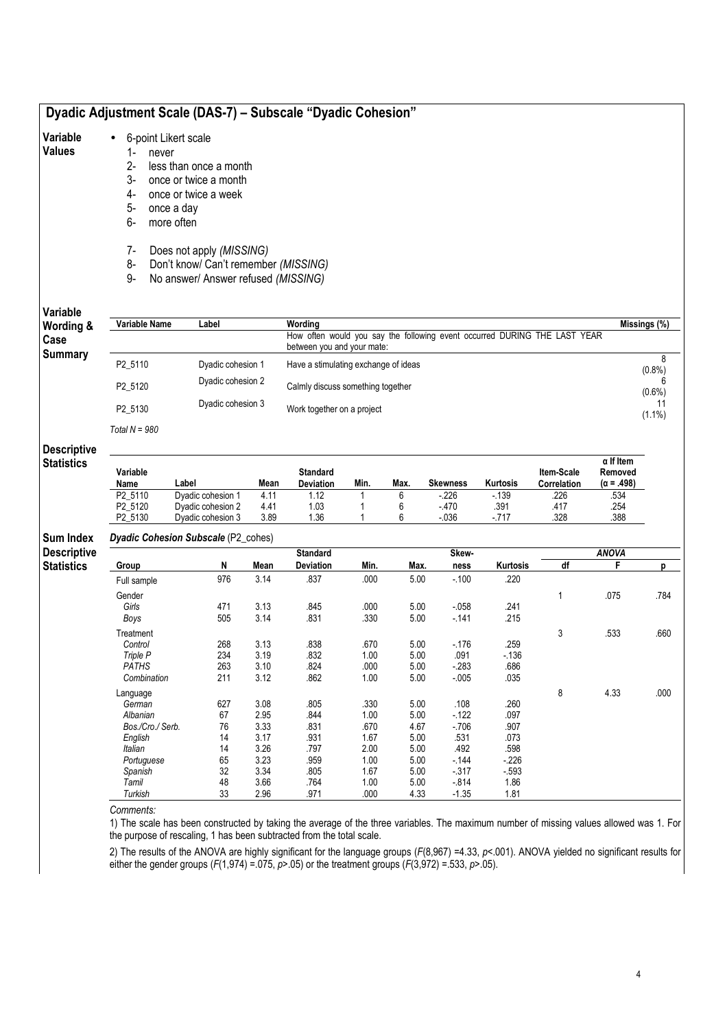## Dyadic Adjustment Scale (DAS-7) – Subscale "Dyadic Cohesion"

**Variable Values**

- 6-point Likert scale
  1- never
  2- less than once a month
  3- once or twice a month
  4- once or twice a week
  5- once a day
  6- more often

  7- Does not apply *(MISSING)*
  8- Don't know/ Can't remember *(MISSING)*
  9- No answer/ Answer refused *(MISSING)*

**Variable Wording & Case Summary**

| Variable Name | Label | Wording | Missings (%) |
|---|---|---|---|
| | | How often would you say the following event occurred DURING THE LAST YEAR between you and your mate: | |
| P2_5110 | Dyadic cohesion 1 | Have a stimulating exchange of ideas | 8 (0.8%) |
| P2_5120 | Dyadic cohesion 2 | Calmly discuss something together | 6 (0.6%) |
| P2_5130 | Dyadic cohesion 3 | Work together on a project | 11 (1.1%) |

*Total N = 980*

**Descriptive Statistics**

| Variable Name | Label | Mean | Standard Deviation | Min. | Max. | Skewness | Kurtosis | Item-Scale Correlation | α If Item Removed (α = .498) |
|---|---|---|---|---|---|---|---|---|---|
| P2_5110 | Dyadic cohesion 1 | 4.11 | 1.12 | 1 | 6 | -.226 | -.139 | .226 | .534 |
| P2_5120 | Dyadic cohesion 2 | 4.41 | 1.03 | 1 | 6 | -.470 | .391 | .417 | .254 |
| P2_5130 | Dyadic cohesion 3 | 3.89 | 1.36 | 1 | 6 | -.036 | -.717 | .328 | .388 |

**Sum Index Descriptive Statistics**

*Dyadic Cohesion Subscale* (P2_cohes)

| Group | N | Mean | Standard Deviation | Min. | Max. | Skew-ness | Kurtosis | ANOVA df | F | p |
|---|---|---|---|---|---|---|---|---|---|---|
| Full sample | 976 | 3.14 | .837 | .000 | 5.00 | -.100 | .220 | | | |
| Gender | | | | | | | | 1 | .075 | .784 |
| *Girls* | 471 | 3.13 | .845 | .000 | 5.00 | -.058 | .241 | | | |
| *Boys* | 505 | 3.14 | .831 | .330 | 5.00 | -.141 | .215 | | | |
| Treatment | | | | | | | | 3 | .533 | .660 |
| *Control* | 268 | 3.13 | .838 | .670 | 5.00 | -.176 | .259 | | | |
| *Triple P* | 234 | 3.19 | .832 | 1.00 | 5.00 | .091 | -.136 | | | |
| *PATHS* | 263 | 3.10 | .824 | .000 | 5.00 | -.283 | .686 | | | |
| *Combination* | 211 | 3.12 | .862 | 1.00 | 5.00 | -.005 | .035 | | | |
| Language | | | | | | | | 8 | 4.33 | .000 |
| *German* | 627 | 3.08 | .805 | .330 | 5.00 | .108 | .260 | | | |
| *Albanian* | 67 | 2.95 | .844 | 1.00 | 5.00 | -.122 | .097 | | | |
| *Bos./Cro./ Serb.* | 76 | 3.33 | .831 | .670 | 4.67 | -.706 | .907 | | | |
| *English* | 14 | 3.17 | .931 | 1.67 | 5.00 | .531 | .073 | | | |
| *Italian* | 14 | 3.26 | .797 | 2.00 | 5.00 | .492 | .598 | | | |
| *Portuguese* | 65 | 3.23 | .959 | 1.00 | 5.00 | -.144 | -.226 | | | |
| *Spanish* | 32 | 3.34 | .805 | 1.67 | 5.00 | -.317 | -.593 | | | |
| *Tamil* | 48 | 3.66 | .764 | 1.00 | 5.00 | -.814 | 1.86 | | | |
| *Turkish* | 33 | 2.96 | .971 | .000 | 4.33 | -1.35 | 1.81 | | | |

*Comments:*

1) The scale has been constructed by taking the average of the three variables. The maximum number of missing values allowed was 1. For the purpose of rescaling, 1 has been subtracted from the total scale.

2) The results of the ANOVA are highly significant for the language groups ($F(8,967) = 4.33$, $p < .001$). ANOVA yielded no significant results for either the gender groups ($F(1,974) = .075$, $p > .05$) or the treatment groups ($F(3,972) = .533$, $p > .05$).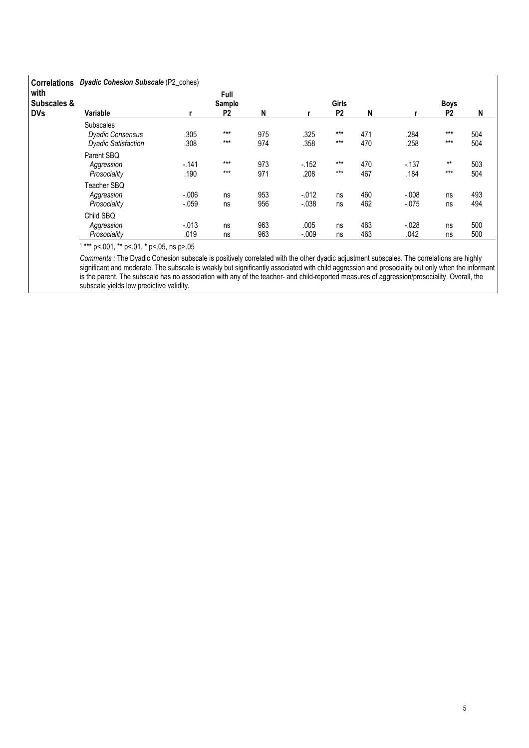**Correlations with Subscales & DVs** — ***Dyadic Cohesion Subscale*** (P2_cohes)

| Variable | r | Full Sample P2 | N | r | Girls P2 | N | r | Boys P2 | N |
|---|---|---|---|---|---|---|---|---|---|
| Subscales | | | | | | | | | |
| *Dyadic Consensus* | .305 | *** | 975 | .325 | *** | 471 | .284 | *** | 504 |
| *Dyadic Satisfaction* | .308 | *** | 974 | .358 | *** | 470 | .258 | *** | 504 |
| Parent SBQ | | | | | | | | | |
| *Aggression* | -.141 | *** | 973 | -.152 | *** | 470 | -.137 | ** | 503 |
| *Prosociality* | .190 | *** | 971 | .208 | *** | 467 | .184 | *** | 504 |
| Teacher SBQ | | | | | | | | | |
| *Aggression* | -.006 | ns | 953 | -.012 | ns | 460 | -.008 | ns | 493 |
| *Prosociality* | -.059 | ns | 956 | -.038 | ns | 462 | -.075 | ns | 494 |
| Child SBQ | | | | | | | | | |
| *Aggression* | -.013 | ns | 963 | .005 | ns | 463 | -.028 | ns | 500 |
| *Prosociality* | .019 | ns | 963 | -.009 | ns | 463 | .042 | ns | 500 |

[1] *** p<.001, ** p<.01, * p<.05, ns p>.05

*Comments :* The Dyadic Cohesion subscale is positively correlated with the other dyadic adjustment subscales. The correlations are highly significant and moderate. The subscale is weakly but significantly associated with child aggression and prosociality but only when the informant is the parent. The subscale has no association with any of the teacher- and child-reported measures of aggression/prosociality. Overall, the subscale yields low predictive validity.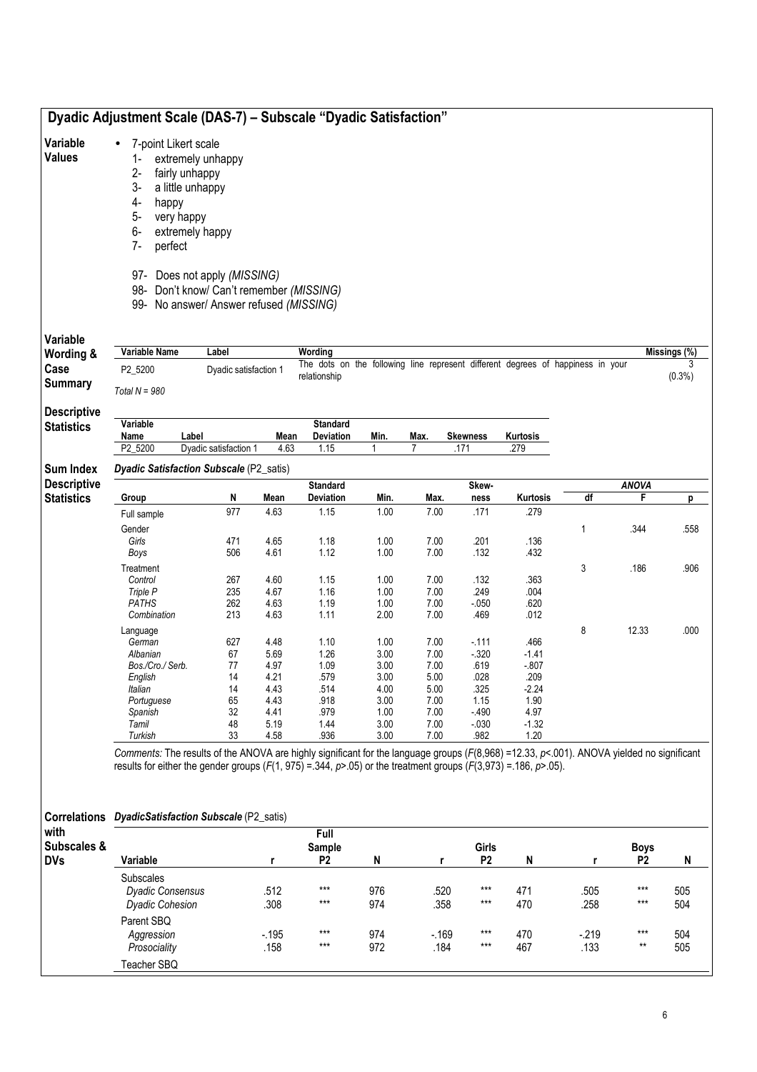## Dyadic Adjustment Scale (DAS-7) – Subscale "Dyadic Satisfaction"

**Variable Values**

- 7-point Likert scale
  1- extremely unhappy
  2- fairly unhappy
  3- a little unhappy
  4- happy
  5- very happy
  6- extremely happy
  7- perfect

  97- Does not apply *(MISSING)*
  98- Don't know/ Can't remember *(MISSING)*
  99- No answer/ Answer refused *(MISSING)*

**Variable Wording & Case Summary**

| Variable Name | Label | Wording | Missings (%) |
|---|---|---|---|
| P2_5200 | Dyadic satisfaction 1 | The dots on the following line represent different degrees of happiness in your relationship | 3 (0.3%) |

*Total N = 980*

**Descriptive Statistics**

| Variable Name | Label | Mean | Standard Deviation | Min. | Max. | Skewness | Kurtosis |
|---|---|---|---|---|---|---|---|
| P2_5200 | Dyadic satisfaction 1 | 4.63 | 1.15 | 1 | 7 | .171 | .279 |

**Sum Index Descriptive Statistics**

***Dyadic Satisfaction Subscale*** **(P2_satis)**

| Group | N | Mean | Standard Deviation | Min. | Max. | Skew-ness | Kurtosis | ANOVA df | ANOVA F | ANOVA p |
|---|---|---|---|---|---|---|---|---|---|---|
| Full sample | 977 | 4.63 | 1.15 | 1.00 | 7.00 | .171 | .279 | | | |
| Gender | | | | | | | | 1 | .344 | .558 |
| *Girls* | 471 | 4.65 | 1.18 | 1.00 | 7.00 | .201 | .136 | | | |
| *Boys* | 506 | 4.61 | 1.12 | 1.00 | 7.00 | .132 | .432 | | | |
| Treatment | | | | | | | | 3 | .186 | .906 |
| *Control* | 267 | 4.60 | 1.15 | 1.00 | 7.00 | .132 | .363 | | | |
| *Triple P* | 235 | 4.67 | 1.16 | 1.00 | 7.00 | .249 | .004 | | | |
| *PATHS* | 262 | 4.63 | 1.19 | 1.00 | 7.00 | -.050 | .620 | | | |
| *Combination* | 213 | 4.63 | 1.11 | 2.00 | 7.00 | .469 | .012 | | | |
| Language | | | | | | | | 8 | 12.33 | .000 |
| *German* | 627 | 4.48 | 1.10 | 1.00 | 7.00 | -.111 | .466 | | | |
| *Albanian* | 67 | 5.69 | 1.26 | 3.00 | 7.00 | -.320 | -1.41 | | | |
| *Bos./Cro./ Serb.* | 77 | 4.97 | 1.09 | 3.00 | 7.00 | .619 | -.807 | | | |
| *English* | 14 | 4.21 | .579 | 3.00 | 5.00 | .028 | .209 | | | |
| *Italian* | 14 | 4.43 | .514 | 4.00 | 5.00 | .325 | -2.24 | | | |
| *Portuguese* | 65 | 4.43 | .918 | 3.00 | 7.00 | 1.15 | 1.90 | | | |
| *Spanish* | 32 | 4.41 | .979 | 1.00 | 7.00 | -.490 | 4.97 | | | |
| *Tamil* | 48 | 5.19 | 1.44 | 3.00 | 7.00 | -.030 | -1.32 | | | |
| *Turkish* | 33 | 4.58 | .936 | 3.00 | 7.00 | .982 | 1.20 | | | |

*Comments:* The results of the ANOVA are highly significant for the language groups ($F(8,968)$ =12.33, $p<.001$). ANOVA yielded no significant results for either the gender groups ($F(1, 975)$ =.344, $p>.05$) or the treatment groups ($F(3,973)$ =.186, $p>.05$).

**Correlations with Subscales & DVs**

***DyadicSatisfaction Subscale*** **(P2_satis)**

| Variable | Full Sample r | Full Sample P2 | Full Sample N | Girls r | Girls P2 | Girls N | Boys r | Boys P2 | Boys N |
|---|---|---|---|---|---|---|---|---|---|
| Subscales | | | | | | | | | |
| *Dyadic Consensus* | .512 | *** | 976 | .520 | *** | 471 | .505 | *** | 505 |
| *Dyadic Cohesion* | .308 | *** | 974 | .358 | *** | 470 | .258 | *** | 504 |
| Parent SBQ | | | | | | | | | |
| *Aggression* | -.195 | *** | 974 | -.169 | *** | 470 | -.219 | *** | 504 |
| *Prosociality* | .158 | *** | 972 | .184 | *** | 467 | .133 | ** | 505 |
| Teacher SBQ | | | | | | | | | |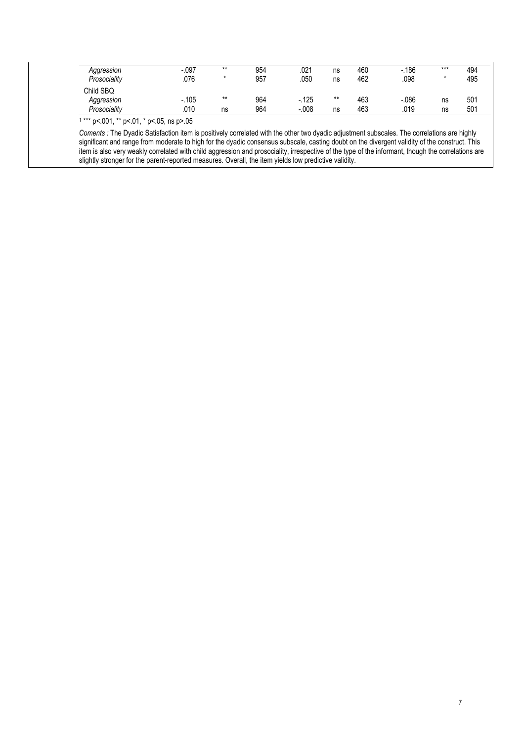| | | | | | | | | | |
|---|---|---|---|---|---|---|---|---|---|
| *Aggression* | -.097 | ** | 954 | .021 | ns | 460 | -.186 | *** | 494 |
| *Prosociality* | .076 | * | 957 | .050 | ns | 462 | .098 | * | 495 |
| Child SBQ | | | | | | | | | |
| *Aggression* | -.105 | ** | 964 | -.125 | ** | 463 | -.086 | ns | 501 |
| *Prosociality* | .010 | ns | 964 | -.008 | ns | 463 | .019 | ns | 501 |

[1] *** p<.001, ** p<.01, * p<.05, ns p>.05

*Coments :* The Dyadic Satisfaction item is positively correlated with the other two dyadic adjustment subscales. The correlations are highly significant and range from moderate to high for the dyadic consensus subscale, casting doubt on the divergent validity of the construct. This item is also very weakly correlated with child aggression and prosociality, irrespective of the type of the informant, though the correlations are slightly stronger for the parent-reported measures. Overall, the item yields low predictive validity.